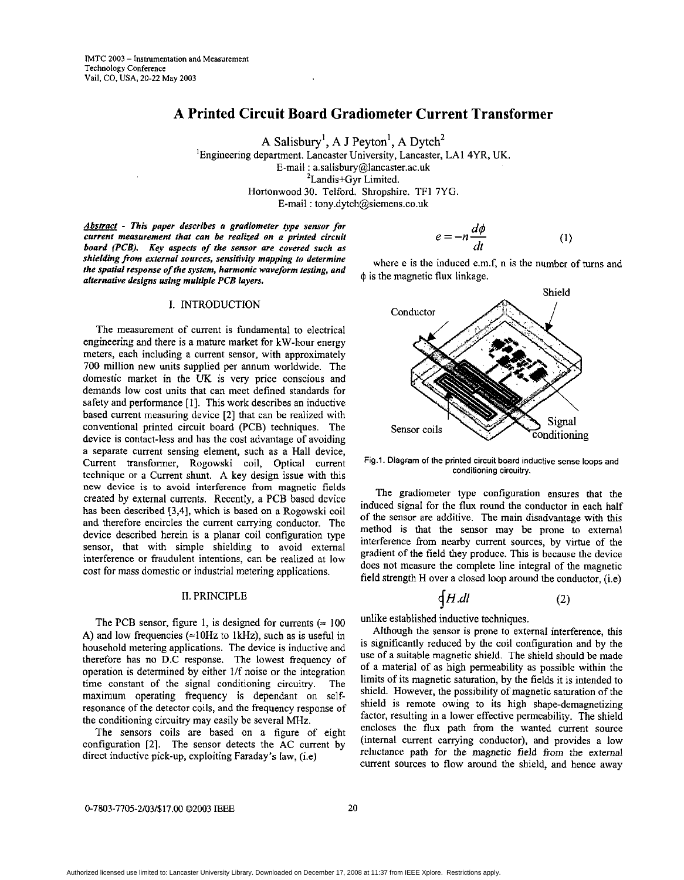IMTC 2003 – Instrumentation and Measurement Technology Conference
Vail, CO, USA, 20-22 May 2003

# A Printed Circuit Board Gradiometer Current Transformer

A Salisbury[1], A J Peyton[1], A Dytch[2]

[1]Engineering department. Lancaster University, Lancaster, LA1 4YR, UK.
E-mail : a.salisbury@lancaster.ac.uk
[2]Landis+Gyr Limited.
Hortonwood 30. Telford. Shropshire. TF1 7YG.
E-mail : tony.dytch@siemens.co.uk

***Abstract** - This paper describes a gradiometer type sensor for current measurement that can be realized on a printed circuit board (PCB). Key aspects of the sensor are covered such as shielding from external sources, sensitivity mapping to determine the spatial response of the system, harmonic waveform testing, and alternative designs using multiple PCB layers.*

## I. INTRODUCTION

The measurement of current is fundamental to electrical engineering and there is a mature market for kW-hour energy meters, each including a current sensor, with approximately 700 million new units supplied per annum worldwide. The domestic market in the UK is very price conscious and demands low cost units that can meet defined standards for safety and performance [1]. This work describes an inductive based current measuring device [2] that can be realized with conventional printed circuit board (PCB) techniques. The device is contact-less and has the cost advantage of avoiding a separate current sensing element, such as a Hall device, Current transformer, Rogowski coil, Optical current technique or a Current shunt. A key design issue with this new device is to avoid interference from magnetic fields created by external currents. Recently, a PCB based device has been described [3,4], which is based on a Rogowski coil and therefore encircles the current carrying conductor. The device described herein is a planar coil configuration type sensor, that with simple shielding to avoid external interference or fraudulent intentions, can be realized at low cost for mass domestic or industrial metering applications.

## II. PRINCIPLE

The PCB sensor, figure 1, is designed for currents (≈ 100 A) and low frequencies (≈10Hz to 1kHz), such as is useful in household metering applications. The device is inductive and therefore has no D.C response. The lowest frequency of operation is determined by either 1/f noise or the integration time constant of the signal conditioning circuitry. The maximum operating frequency is dependant on self-resonance of the detector coils, and the frequency response of the conditioning circuitry may easily be several MHz.

The sensors coils are based on a figure of eight configuration [2]. The sensor detects the AC current by direct inductive pick-up, exploiting Faraday's law, (i.e)

$$e = -n\frac{d\phi}{dt} \qquad (1)$$

where e is the induced e.m.f, n is the number of turns and $\phi$ is the magnetic flux linkage.

Fig.1. Diagram of the printed circuit board inductive sense loops and conditioning circuitry.

The gradiometer type configuration ensures that the induced signal for the flux round the conductor in each half of the sensor are additive. The main disadvantage with this method is that the sensor may be prone to external interference from nearby current sources, by virtue of the gradient of the field they produce. This is because the device does not measure the complete line integral of the magnetic field strength H over a closed loop around the conductor, (i.e)

$$\oint H.dl \qquad (2)$$

unlike established inductive techniques.

Although the sensor is prone to external interference, this is significantly reduced by the coil configuration and by the use of a suitable magnetic shield. The shield should be made of a material of as high permeability as possible within the limits of its magnetic saturation, by the fields it is intended to shield. However, the possibility of magnetic saturation of the shield is remote owing to its high shape-demagnetizing factor, resulting in a lower effective permeability. The shield encloses the flux path from the wanted current source (internal current carrying conductor), and provides a low reluctance path for the magnetic field from the external current sources to flow around the shield, and hence away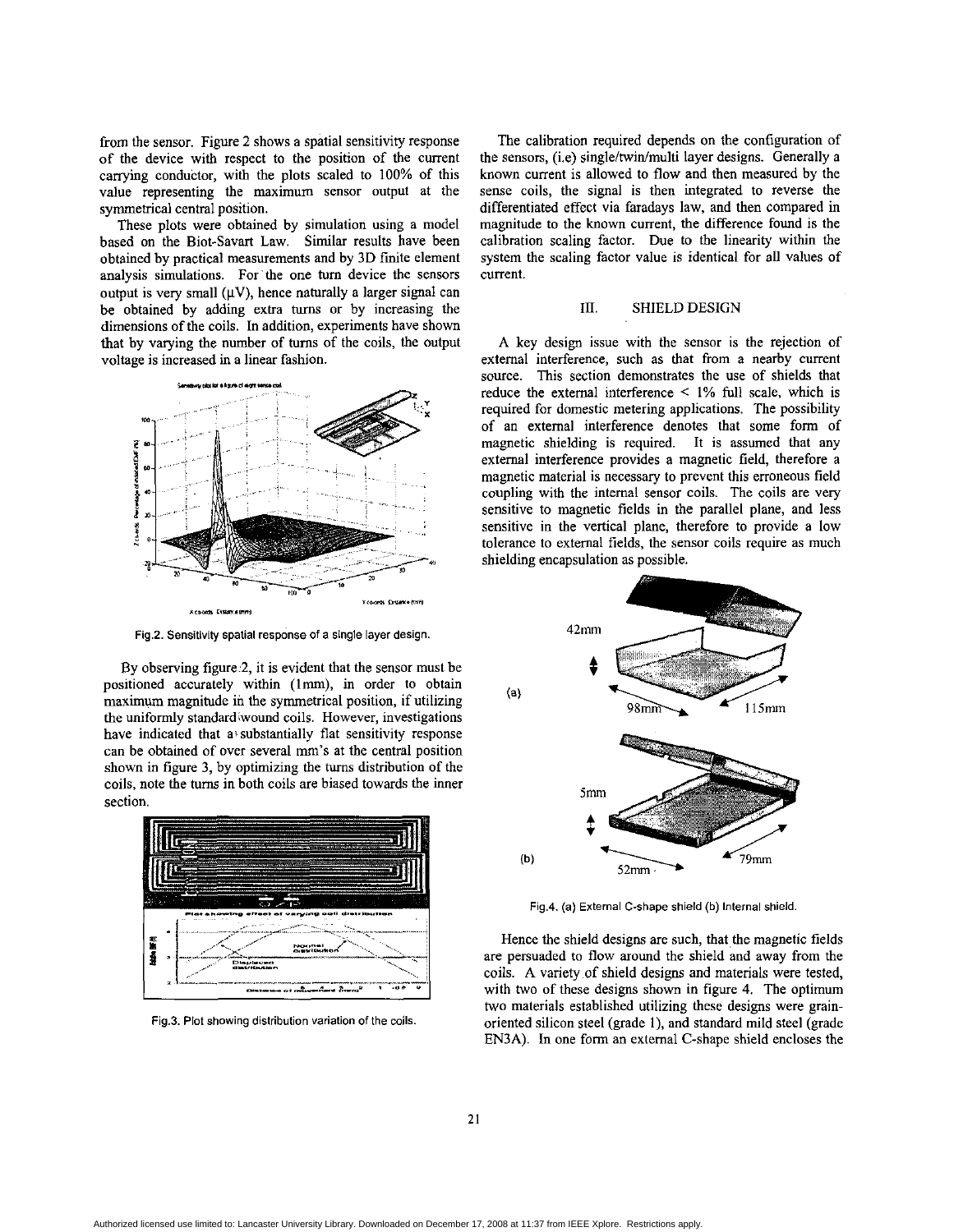from the sensor. Figure 2 shows a spatial sensitivity response of the device with respect to the position of the current carrying conductor, with the plots scaled to 100% of this value representing the maximum sensor output at the symmetrical central position.

These plots were obtained by simulation using a model based on the Biot-Savart Law. Similar results have been obtained by practical measurements and by 3D finite element analysis simulations. For the one turn device the sensors output is very small (μV), hence naturally a larger signal can be obtained by adding extra turns or by increasing the dimensions of the coils. In addition, experiments have shown that by varying the number of turns of the coils, the output voltage is increased in a linear fashion.

Fig.2. Sensitivity spatial response of a single layer design.

By observing figure 2, it is evident that the sensor must be positioned accurately within (1mm), in order to obtain maximum magnitude in the symmetrical position, if utilizing the uniformly standard wound coils. However, investigations have indicated that a substantially flat sensitivity response can be obtained of over several mm's at the central position shown in figure 3, by optimizing the turns distribution of the coils, note the turns in both coils are biased towards the inner section.

Fig.3. Plot showing distribution variation of the coils.

The calibration required depends on the configuration of the sensors, (i.e) single/twin/multi layer designs. Generally a known current is allowed to flow and then measured by the sense coils, the signal is then integrated to reverse the differentiated effect via faradays law, and then compared in magnitude to the known current, the difference found is the calibration scaling factor. Due to the linearity within the system the scaling factor value is identical for all values of current.

## III. SHIELD DESIGN

A key design issue with the sensor is the rejection of external interference, such as that from a nearby current source. This section demonstrates the use of shields that reduce the external interference < 1% full scale, which is required for domestic metering applications. The possibility of an external interference denotes that some form of magnetic shielding is required. It is assumed that any external interference provides a magnetic field, therefore a magnetic material is necessary to prevent this erroneous field coupling with the internal sensor coils. The coils are very sensitive to magnetic fields in the parallel plane, and less sensitive in the vertical plane, therefore to provide a low tolerance to external fields, the sensor coils require as much shielding encapsulation as possible.

Fig.4. (a) External C-shape shield (b) Internal shield.

Hence the shield designs are such, that the magnetic fields are persuaded to flow around the shield and away from the coils. A variety of shield designs and materials were tested, with two of these designs shown in figure 4. The optimum two materials established utilizing these designs were grain-oriented silicon steel (grade 1), and standard mild steel (grade EN3A). In one form an external C-shape shield encloses the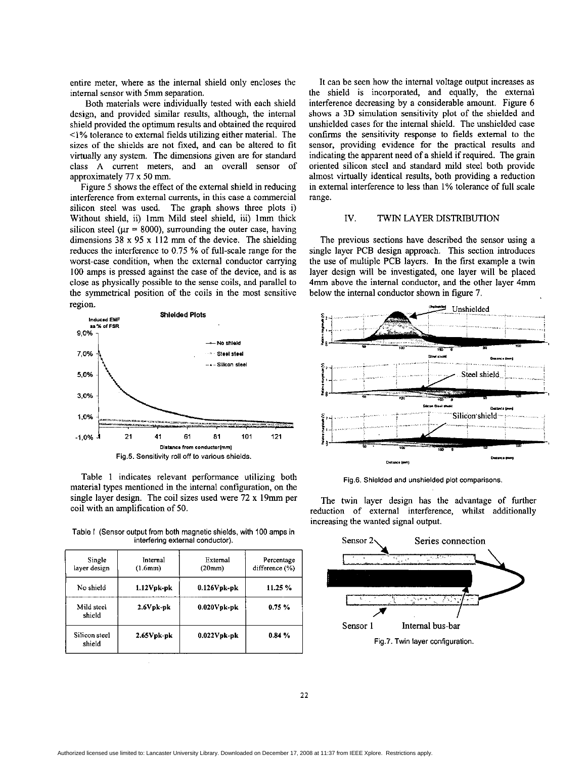entire meter, where as the internal shield only encloses the internal sensor with 5mm separation.

Both materials were individually tested with each shield design, and provided similar results, although, the internal shield provided the optimum results and obtained the required <1% tolerance to external fields utilizing either material. The sizes of the shields are not fixed, and can be altered to fit virtually any system. The dimensions given are for standard class A current meters, and an overall sensor of approximately 77 x 50 mm.

Figure 5 shows the effect of the external shield in reducing interference from external currents, in this case a commercial silicon steel was used. The graph shows three plots i) Without shield, ii) 1mm Mild steel shield, iii) 1mm thick silicon steel ($\mu r$ = 8000), surrounding the outer case, having dimensions 38 x 95 x 112 mm of the device. The shielding reduces the interference to 0.75 % of full-scale range for the worst-case condition, when the external conductor carrying 100 amps is pressed against the case of the device, and is as close as physically possible to the sense coils, and parallel to the symmetrical position of the coils in the most sensitive region.

Fig.5. Sensitivity roll off to various shields.

Table 1 indicates relevant performance utilizing both material types mentioned in the internal configuration, on the single layer design. The coil sizes used were 72 x 19mm per coil with an amplification of 50.

Table I (Sensor output from both magnetic shields, with 100 amps in interfering external conductor).

| Single layer design | Internal (1.6mm) | External (20mm) | Percentage difference (%) |
|---|---|---|---|
| No shield | **1.12Vpk-pk** | **0.126Vpk-pk** | **11.25 %** |
| Mild steel shield | **2.6Vpk-pk** | **0.020Vpk-pk** | **0.75 %** |
| Silicon steel shield | **2.65Vpk-pk** | **0.022Vpk-pk** | **0.84 %** |

It can be seen how the internal voltage output increases as the shield is incorporated, and equally, the external interference decreasing by a considerable amount. Figure 6 shows a 3D simulation sensitivity plot of the shielded and unshielded cases for the internal shield. The unshielded case confirms the sensitivity response to fields external to the sensor, providing evidence for the practical results and indicating the apparent need of a shield if required. The grain oriented silicon steel and standard mild steel both provide almost virtually identical results, both providing a reduction in external interference to less than 1% tolerance of full scale range.

Fig.6. Shielded and unshielded plot comparisons.

## IV. TWIN LAYER DISTRIBUTION

The previous sections have described the sensor using a single layer PCB design approach. This section introduces the use of multiple PCB layers. In the first example a twin layer design will be investigated, one layer will be placed 4mm above the internal conductor, and the other layer 4mm below the internal conductor shown in figure 7.

The twin layer design has the advantage of further reduction of external interference, whilst additionally increasing the wanted signal output.

Fig.7. Twin layer configuration.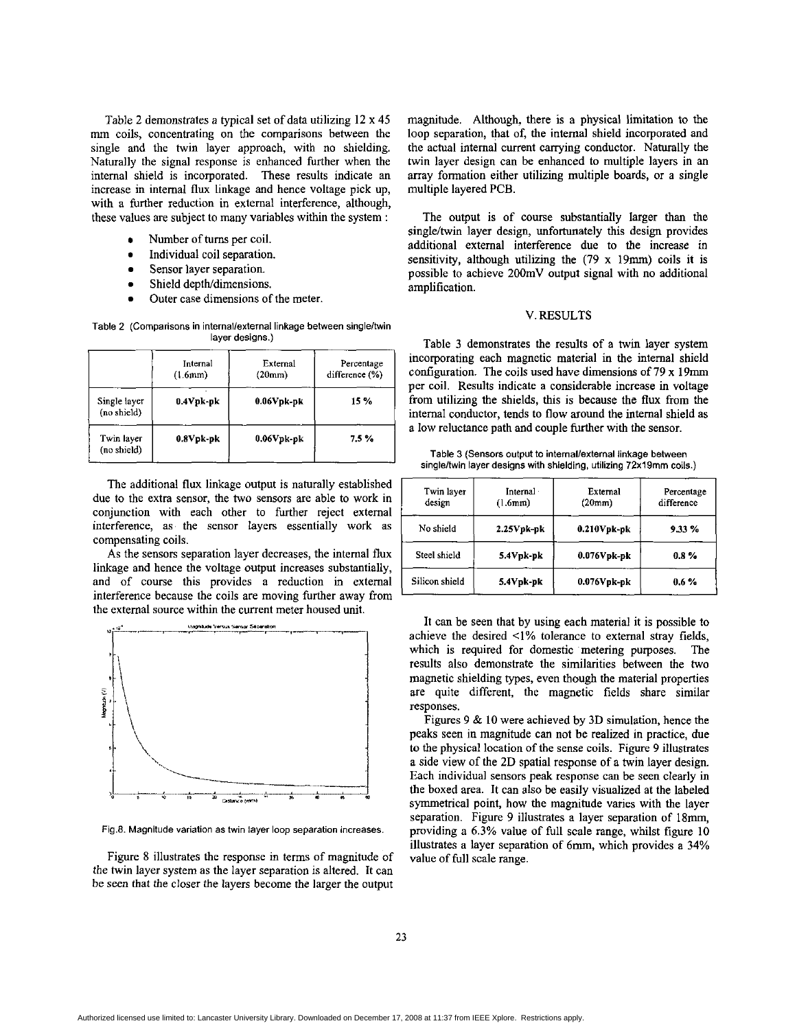Table 2 demonstrates a typical set of data utilizing 12 x 45 mm coils, concentrating on the comparisons between the single and the twin layer approach, with no shielding. Naturally the signal response is enhanced further when the internal shield is incorporated. These results indicate an increase in internal flux linkage and hence voltage pick up, with a further reduction in external interference, although, these values are subject to many variables within the system :

- Number of turns per coil.
- Individual coil separation.
- Sensor layer separation.
- Shield depth/dimensions.
- Outer case dimensions of the meter.

Table 2 (Comparisons in internal/external linkage between single/twin layer designs.)

| | Internal (1.6mm) | External (20mm) | Percentage difference (%) |
|---|---|---|---|
| Single layer (no shield) | **0.4Vpk-pk** | **0.06Vpk-pk** | **15 %** |
| Twin layer (no shield) | **0.8Vpk-pk** | **0.06Vpk-pk** | **7.5 %** |

The additional flux linkage output is naturally established due to the extra sensor, the two sensors are able to work in conjunction with each other to further reject external interference, as the sensor layers essentially work as compensating coils.

As the sensors separation layer decreases, the internal flux linkage and hence the voltage output increases substantially, and of course this provides a reduction in external interference because the coils are moving further away from the external source within the current meter housed unit.

Fig.8. Magnitude variation as twin layer loop separation increases.

Figure 8 illustrates the response in terms of magnitude of the twin layer system as the layer separation is altered. It can be seen that the closer the layers become the larger the output magnitude. Although, there is a physical limitation to the loop separation, that of, the internal shield incorporated and the actual internal current carrying conductor. Naturally the twin layer design can be enhanced to multiple layers in an array formation either utilizing multiple boards, or a single multiple layered PCB.

The output is of course substantially larger than the single/twin layer design, unfortunately this design provides additional external interference due to the increase in sensitivity, although utilizing the (79 x 19mm) coils it is possible to achieve 200mV output signal with no additional amplification.

## V. RESULTS

Table 3 demonstrates the results of a twin layer system incorporating each magnetic material in the internal shield configuration. The coils used have dimensions of 79 x 19mm per coil. Results indicate a considerable increase in voltage from utilizing the shields, this is because the flux from the internal conductor, tends to flow around the internal shield as a low reluctance path and couple further with the sensor.

Table 3 (Sensors output to internal/external linkage between single/twin layer designs with shielding, utilizing 72x19mm coils.)

| Twin layer design | Internal (1.6mm) | External (20mm) | Percentage difference |
|---|---|---|---|
| No shield | **2.25Vpk-pk** | **0.210Vpk-pk** | **9.33 %** |
| Steel shield | **5.4Vpk-pk** | **0.076Vpk-pk** | **0.8 %** |
| Silicon shield | **5.4Vpk-pk** | **0.076Vpk-pk** | **0.6 %** |

It can be seen that by using each material it is possible to achieve the desired <1% tolerance to external stray fields, which is required for domestic metering purposes. The results also demonstrate the similarities between the two magnetic shielding types, even though the material properties are quite different, the magnetic fields share similar responses.

Figures 9 & 10 were achieved by 3D simulation, hence the peaks seen in magnitude can not be realized in practice, due to the physical location of the sense coils. Figure 9 illustrates a side view of the 2D spatial response of a twin layer design. Each individual sensors peak response can be seen clearly in the boxed area. It can also be easily visualized at the labeled symmetrical point, how the magnitude varies with the layer separation. Figure 9 illustrates a layer separation of 18mm, providing a 6.3% value of full scale range, whilst figure 10 illustrates a layer separation of 6mm, which provides a 34% value of full scale range.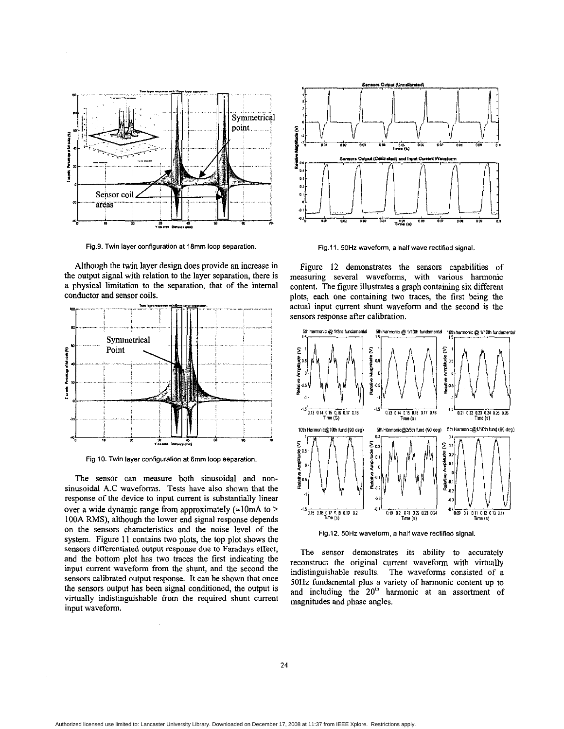Fig.9. Twin layer configuration at 18mm loop separation.

Although the twin layer design does provide an increase in the output signal with relation to the layer separation, there is a physical limitation to the separation, that of the internal conductor and sensor coils.

Fig.10. Twin layer configuration at 6mm loop separation.

The sensor can measure both sinusoidal and non-sinusoidal A.C waveforms. Tests have also shown that the response of the device to input current is substantially linear over a wide dynamic range from approximately (≈10mA to > 100A RMS), although the lower end signal response depends on the sensors characteristics and the noise level of the system. Figure 11 contains two plots, the top plot shows the sensors differentiated output response due to Faradays effect, and the bottom plot has two traces the first indicating the input current waveform from the shunt, and the second the sensors calibrated output response. It can be shown that once the sensors output has been signal conditioned, the output is virtually indistinguishable from the required shunt current input waveform.

Fig.11. 50Hz waveform, a half wave rectified signal.

Figure 12 demonstrates the sensors capabilities of measuring several waveforms, with various harmonic content. The figure illustrates a graph containing six different plots, each one containing two traces, the first being the actual input current shunt waveform and the second is the sensors response after calibration.

Fig.12. 50Hz waveform, a half wave rectified signal.

The sensor demonstrates its ability to accurately reconstruct the original current waveform with virtually indistinguishable results. The waveforms consisted of a 50Hz fundamental plus a variety of harmonic content up to and including the 20[th] harmonic at an assortment of magnitudes and phase angles.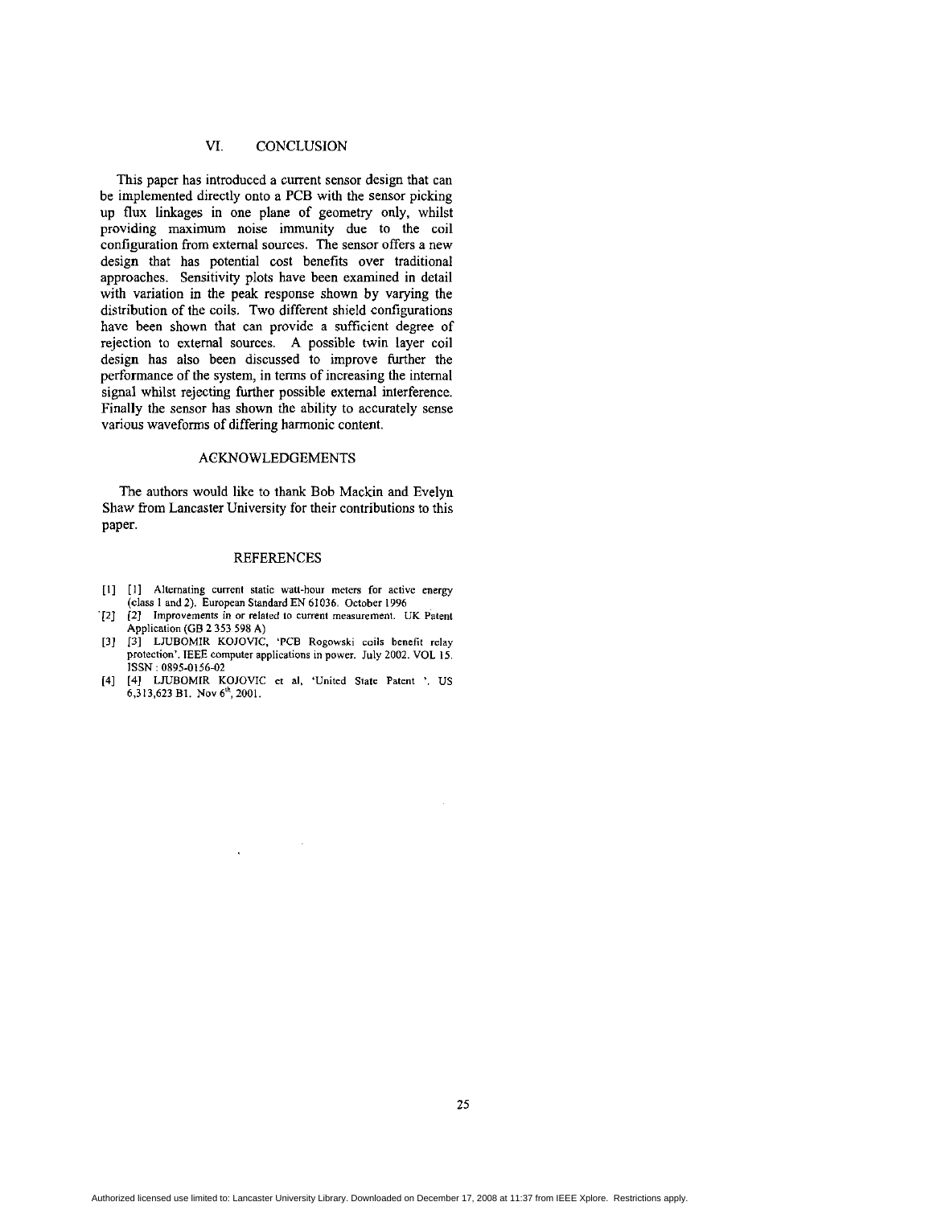## VI. CONCLUSION

This paper has introduced a current sensor design that can be implemented directly onto a PCB with the sensor picking up flux linkages in one plane of geometry only, whilst providing maximum noise immunity due to the coil configuration from external sources. The sensor offers a new design that has potential cost benefits over traditional approaches. Sensitivity plots have been examined in detail with variation in the peak response shown by varying the distribution of the coils. Two different shield configurations have been shown that can provide a sufficient degree of rejection to external sources. A possible twin layer coil design has also been discussed to improve further the performance of the system, in terms of increasing the internal signal whilst rejecting further possible external interference. Finally the sensor has shown the ability to accurately sense various waveforms of differing harmonic content.

## ACKNOWLEDGEMENTS

The authors would like to thank Bob Mackin and Evelyn Shaw from Lancaster University for their contributions to this paper.

## REFERENCES

[1] [1] Alternating current static watt-hour meters for active energy (class 1 and 2). European Standard EN 61036. October 1996

[2] [2] Improvements in or related to current measurement. UK Patent Application (GB 2 353 598 A)

[3] [3] LJUBOMIR KOJOVIC, 'PCB Rogowski coils benefit relay protection'. IEEE computer applications in power. July 2002. VOL 15. ISSN : 0895-0156-02

[4] [4] LJUBOMIR KOJOVIC et al, 'United State Patent '. US 6,313,623 B1. Nov 6th, 2001.